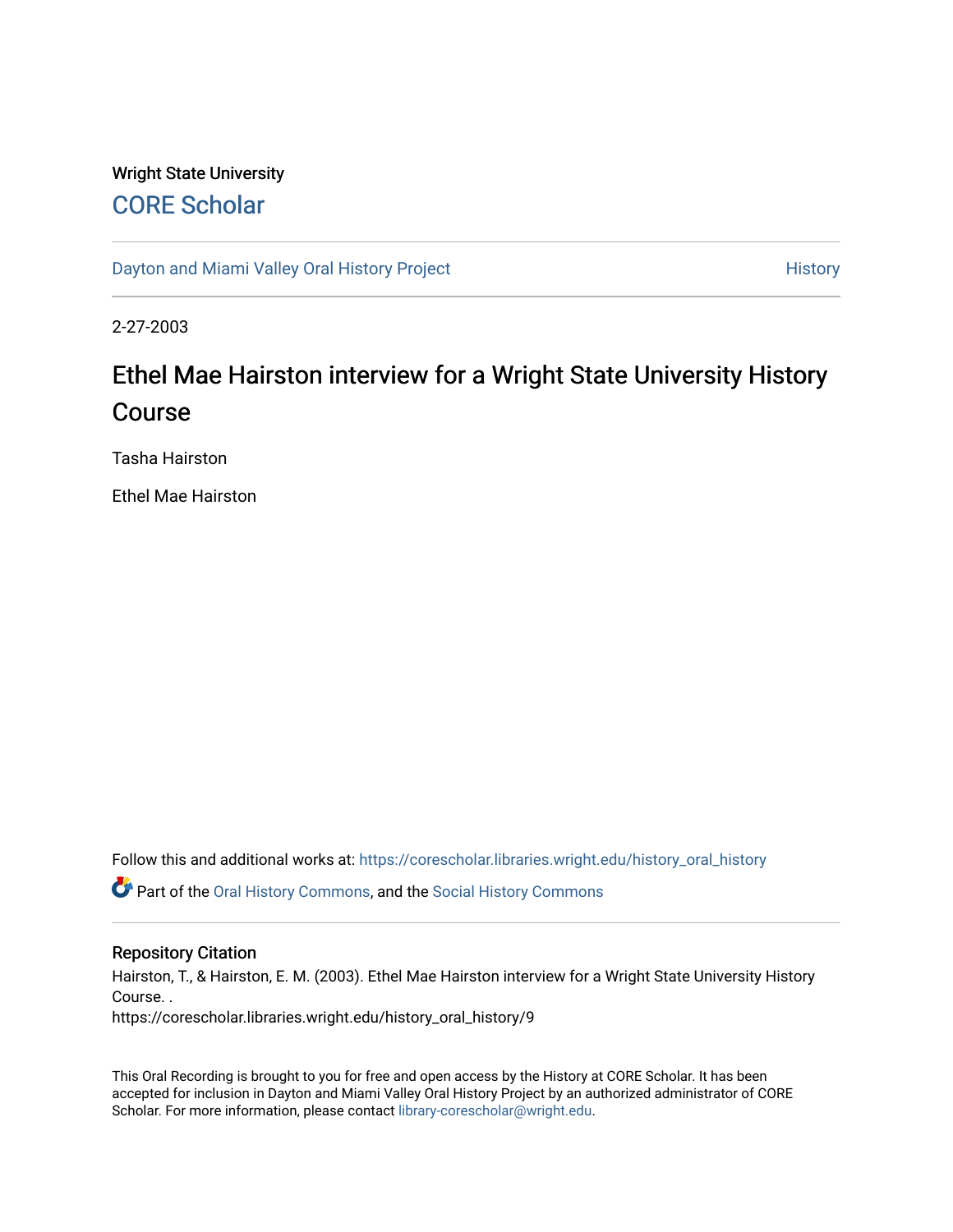Wright State University

## CORE Scholar

Dayton and Miami Valley Oral History Project | History

2-27-2003

# Ethel Mae Hairston interview for a Wright State University History Course

Tasha Hairston

Ethel Mae Hairston

Follow this and additional works at: https://corescholar.libraries.wright.edu/history_oral_history

Part of the Oral History Commons, and the Social History Commons

### Repository Citation

Hairston, T., & Hairston, E. M. (2003). Ethel Mae Hairston interview for a Wright State University History Course. .
https://corescholar.libraries.wright.edu/history_oral_history/9

This Oral Recording is brought to you for free and open access by the History at CORE Scholar. It has been accepted for inclusion in Dayton and Miami Valley Oral History Project by an authorized administrator of CORE Scholar. For more information, please contact library-corescholar@wright.edu.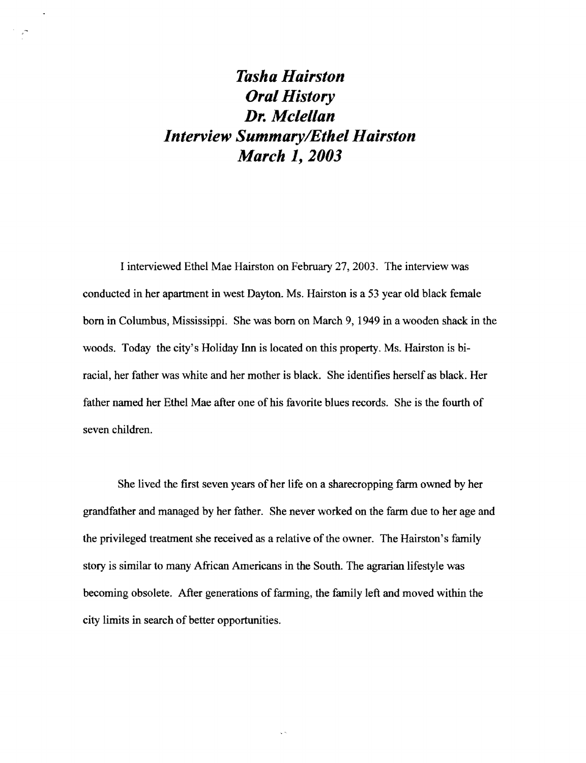# *Tasha Hairston*
# *Oral History*
# *Dr. Mclellan*
# *Interview Summary/Ethel Hairston*
# *March 1, 2003*

I interviewed Ethel Mae Hairston on February 27, 2003. The interview was conducted in her apartment in west Dayton. Ms. Hairston is a 53 year old black female born in Columbus, Mississippi. She was born on March 9, 1949 in a wooden shack in the woods. Today the city's Holiday Inn is located on this property. Ms. Hairston is bi-racial, her father was white and her mother is black. She identifies herself as black. Her father named her Ethel Mae after one of his favorite blues records. She is the fourth of seven children.

She lived the first seven years of her life on a sharecropping farm owned by her grandfather and managed by her father. She never worked on the farm due to her age and the privileged treatment she received as a relative of the owner. The Hairston's family story is similar to many African Americans in the South. The agrarian lifestyle was becoming obsolete. After generations of farming, the family left and moved within the city limits in search of better opportunities.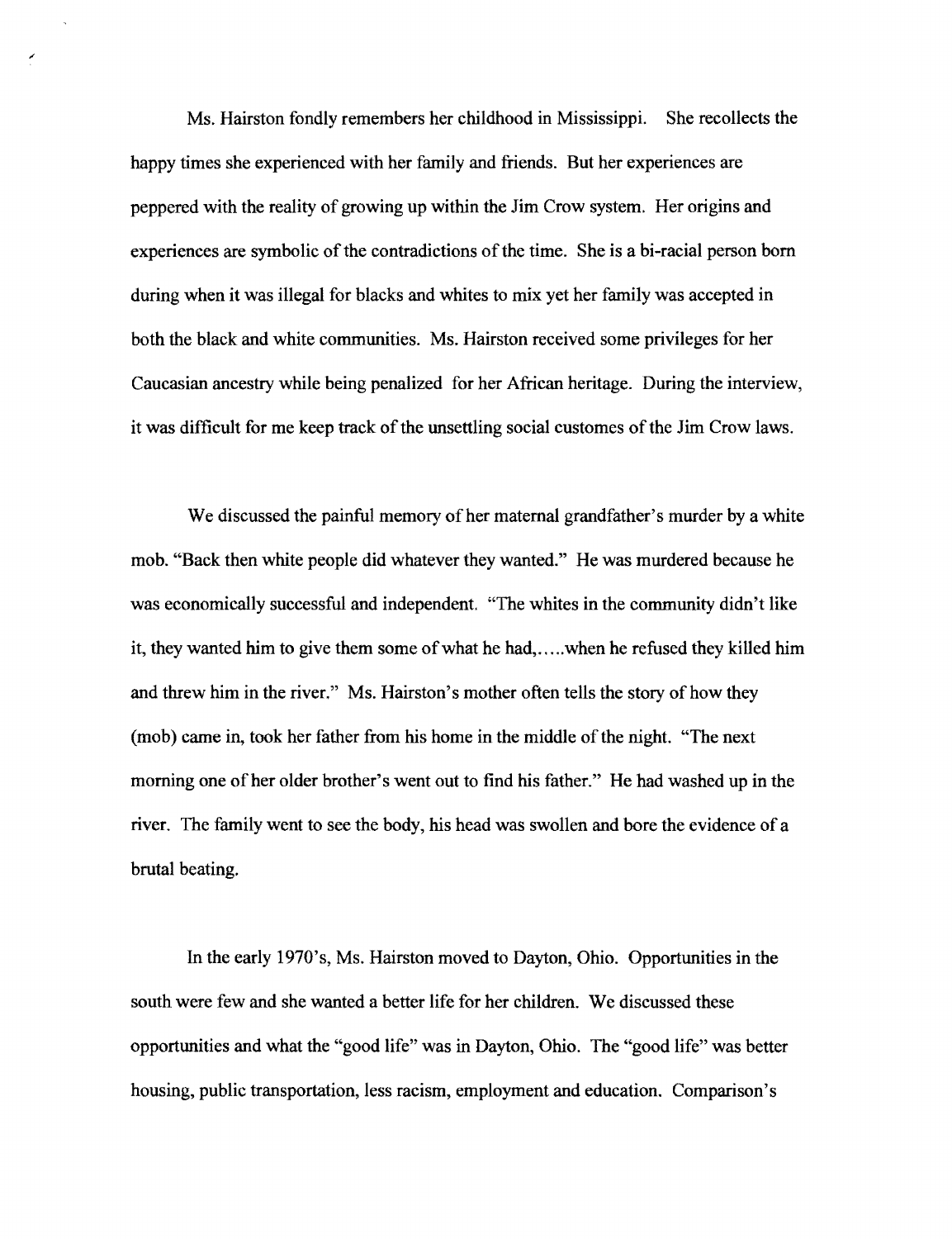Ms. Hairston fondly remembers her childhood in Mississippi. She recollects the happy times she experienced with her family and friends. But her experiences are peppered with the reality of growing up within the Jim Crow system. Her origins and experiences are symbolic of the contradictions of the time. She is a bi-racial person born during when it was illegal for blacks and whites to mix yet her family was accepted in both the black and white communities. Ms. Hairston received some privileges for her Caucasian ancestry while being penalized for her African heritage. During the interview, it was difficult for me keep track of the unsettling social customes of the Jim Crow laws.

We discussed the painful memory of her maternal grandfather's murder by a white mob. "Back then white people did whatever they wanted." He was murdered because he was economically successful and independent. "The whites in the community didn't like it, they wanted him to give them some of what he had,.....when he refused they killed him and threw him in the river." Ms. Hairston's mother often tells the story of how they (mob) came in, took her father from his home in the middle of the night. "The next morning one of her older brother's went out to find his father." He had washed up in the river. The family went to see the body, his head was swollen and bore the evidence of a brutal beating.

In the early 1970's, Ms. Hairston moved to Dayton, Ohio. Opportunities in the south were few and she wanted a better life for her children. We discussed these opportunities and what the "good life" was in Dayton, Ohio. The "good life" was better housing, public transportation, less racism, employment and education. Comparison's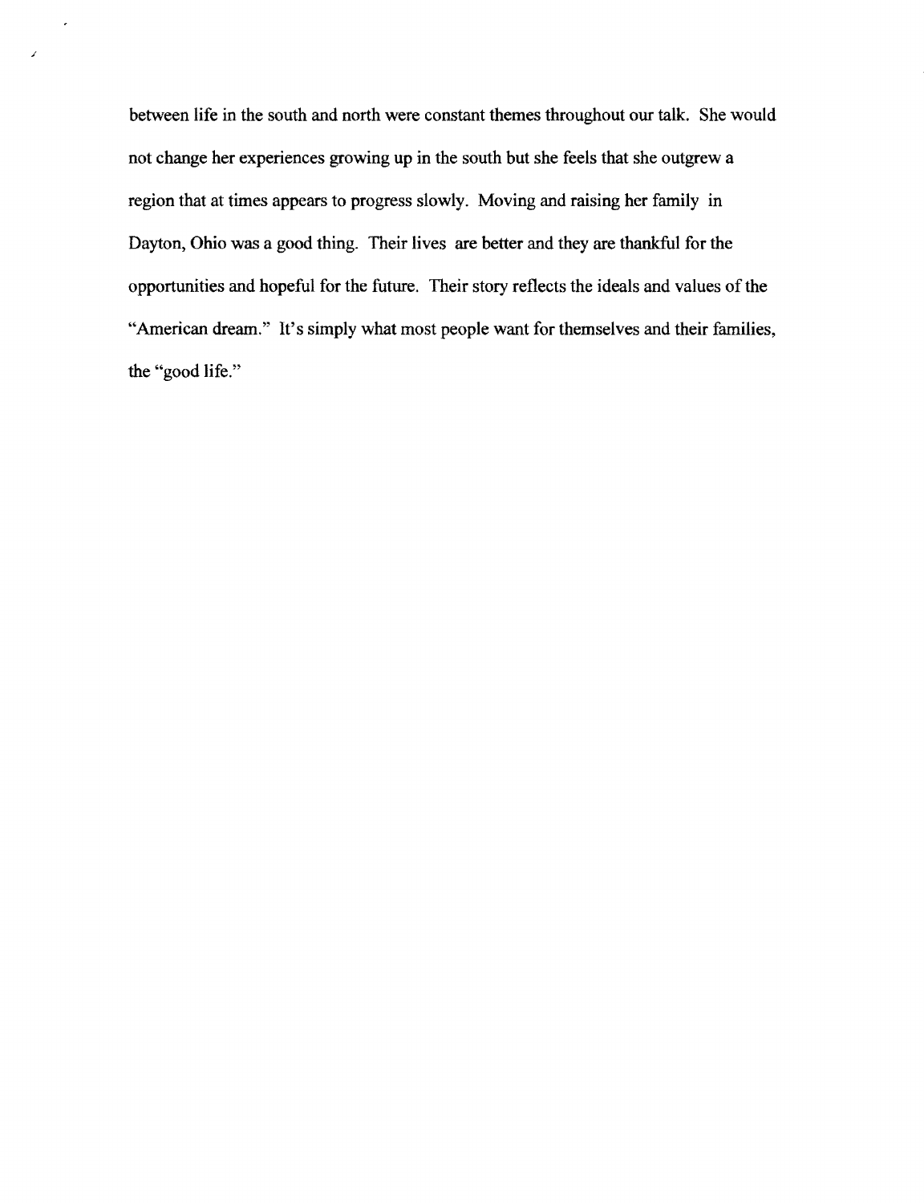between life in the south and north were constant themes throughout our talk. She would not change her experiences growing up in the south but she feels that she outgrew a region that at times appears to progress slowly. Moving and raising her family in Dayton, Ohio was a good thing. Their lives are better and they are thankful for the opportunities and hopeful for the future. Their story reflects the ideals and values of the "American dream." It's simply what most people want for themselves and their families, the "good life."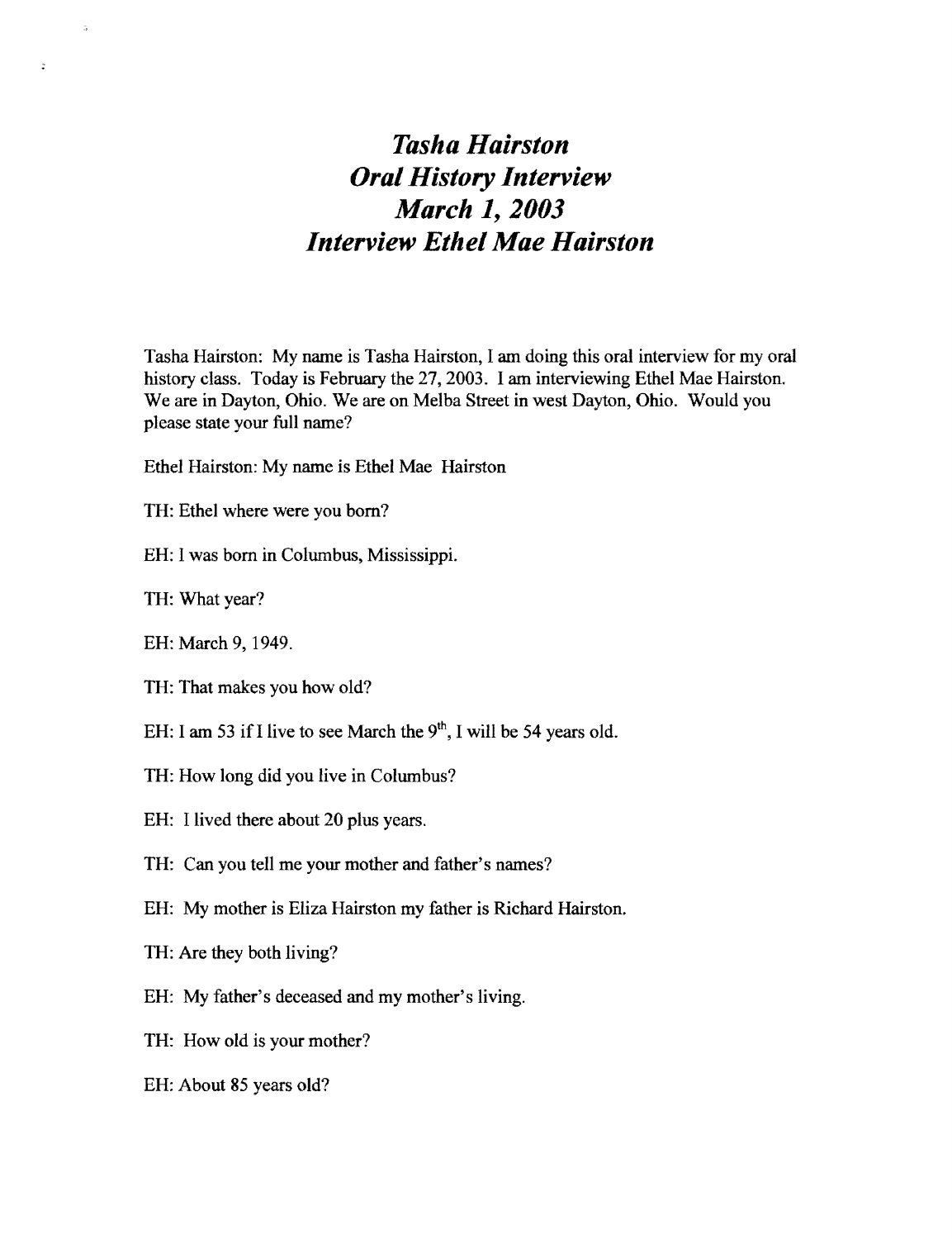# *Tasha Hairston*
# *Oral History Interview*
# *March 1, 2003*
# *Interview Ethel Mae Hairston*

Tasha Hairston: My name is Tasha Hairston, I am doing this oral interview for my oral history class. Today is February the 27, 2003. I am interviewing Ethel Mae Hairston. We are in Dayton, Ohio. We are on Melba Street in west Dayton, Ohio. Would you please state your full name?

Ethel Hairston: My name is Ethel Mae Hairston

TH: Ethel where were you born?

EH: I was born in Columbus, Mississippi.

TH: What year?

EH: March 9, 1949.

TH: That makes you how old?

EH: I am 53 if I live to see March the 9th, I will be 54 years old.

TH: How long did you live in Columbus?

EH: I lived there about 20 plus years.

TH: Can you tell me your mother and father's names?

EH: My mother is Eliza Hairston my father is Richard Hairston.

TH: Are they both living?

EH: My father's deceased and my mother's living.

TH: How old is your mother?

EH: About 85 years old?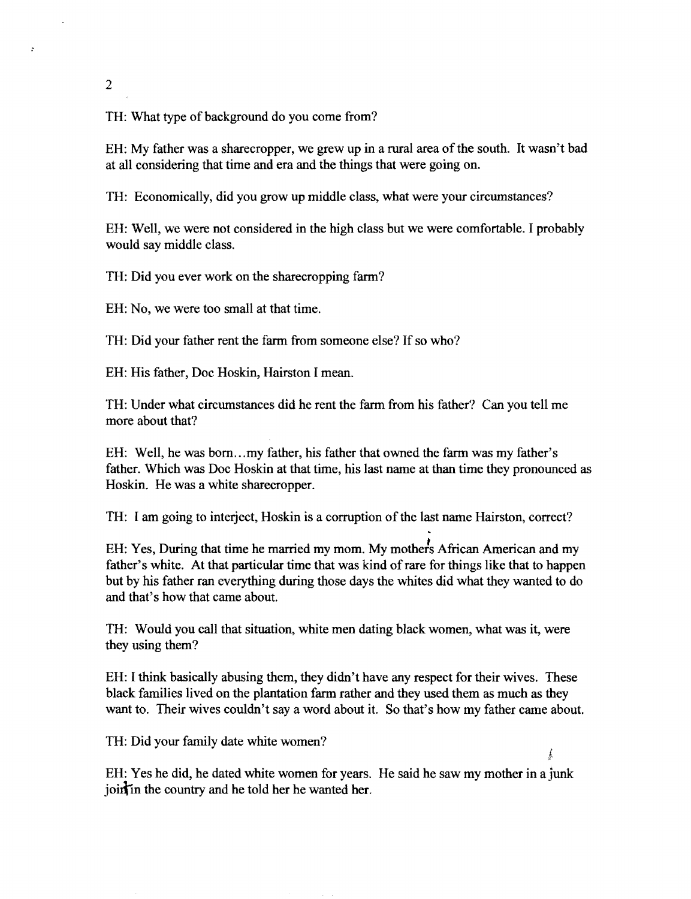TH: What type of background do you come from?

EH: My father was a sharecropper, we grew up in a rural area of the south. It wasn't bad at all considering that time and era and the things that were going on.

TH: Economically, did you grow up middle class, what were your circumstances?

EH: Well, we were not considered in the high class but we were comfortable. I probably would say middle class.

TH: Did you ever work on the sharecropping farm?

EH: No, we were too small at that time.

TH: Did your father rent the farm from someone else? If so who?

EH: His father, Doc Hoskin, Hairston I mean.

TH: Under what circumstances did he rent the farm from his father? Can you tell me more about that?

EH: Well, he was born…my father, his father that owned the farm was my father's father. Which was Doc Hoskin at that time, his last name at than time they pronounced as Hoskin. He was a white sharecropper.

TH: I am going to interject, Hoskin is a corruption of the last name Hairston, correct?

EH: Yes, During that time he married my mom. My mothers African American and my father's white. At that particular time that was kind of rare for things like that to happen but by his father ran everything during those days the whites did what they wanted to do and that's how that came about.

TH: Would you call that situation, white men dating black women, what was it, were they using them?

EH: I think basically abusing them, they didn't have any respect for their wives. These black families lived on the plantation farm rather and they used them as much as they want to. Their wives couldn't say a word about it. So that's how my father came about.

TH: Did your family date white women?

EH: Yes he did, he dated white women for years. He said he saw my mother in a junk joint in the country and he told her he wanted her.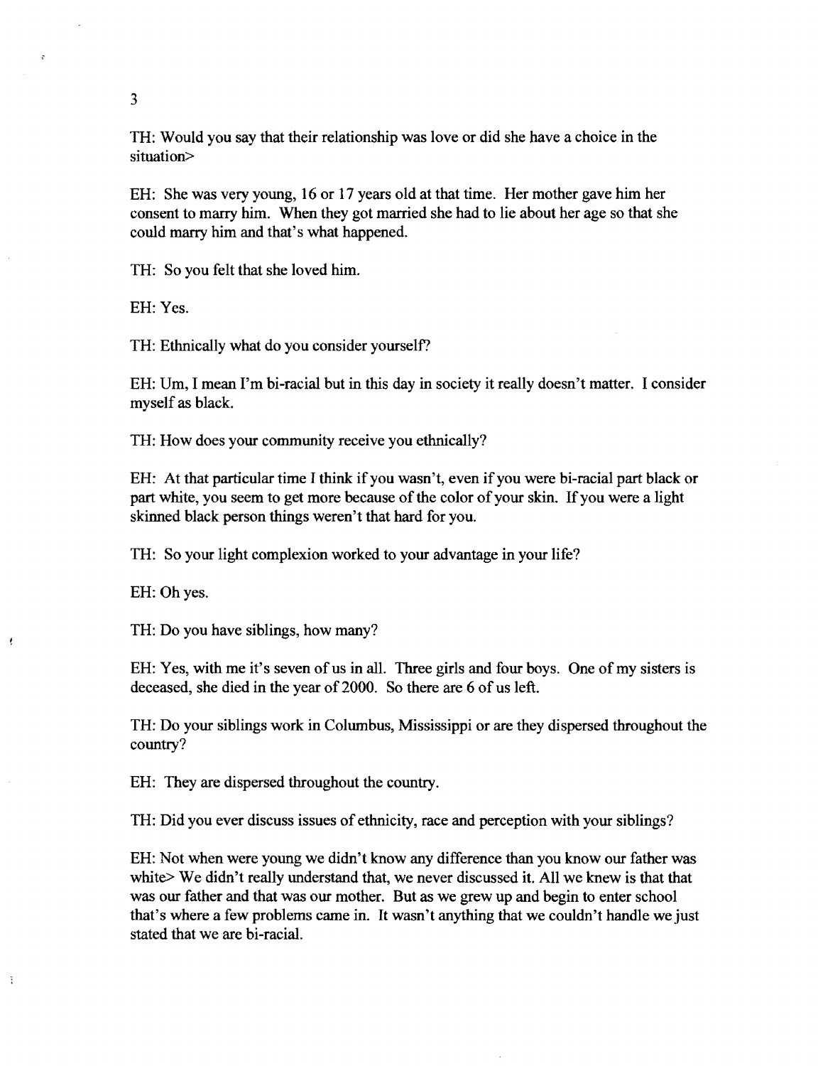TH: Would you say that their relationship was love or did she have a choice in the situation>

EH: She was very young, 16 or 17 years old at that time. Her mother gave him her consent to marry him. When they got married she had to lie about her age so that she could marry him and that's what happened.

TH: So you felt that she loved him.

EH: Yes.

TH: Ethnically what do you consider yourself?

EH: Um, I mean I'm bi-racial but in this day in society it really doesn't matter. I consider myself as black.

TH: How does your community receive you ethnically?

EH: At that particular time I think if you wasn't, even if you were bi-racial part black or part white, you seem to get more because of the color of your skin. If you were a light skinned black person things weren't that hard for you.

TH: So your light complexion worked to your advantage in your life?

EH: Oh yes.

TH: Do you have siblings, how many?

EH: Yes, with me it's seven of us in all. Three girls and four boys. One of my sisters is deceased, she died in the year of 2000. So there are 6 of us left.

TH: Do your siblings work in Columbus, Mississippi or are they dispersed throughout the country?

EH: They are dispersed throughout the country.

TH: Did you ever discuss issues of ethnicity, race and perception with your siblings?

EH: Not when were young we didn't know any difference than you know our father was white> We didn't really understand that, we never discussed it. All we knew is that that was our father and that was our mother. But as we grew up and begin to enter school that's where a few problems came in. It wasn't anything that we couldn't handle we just stated that we are bi-racial.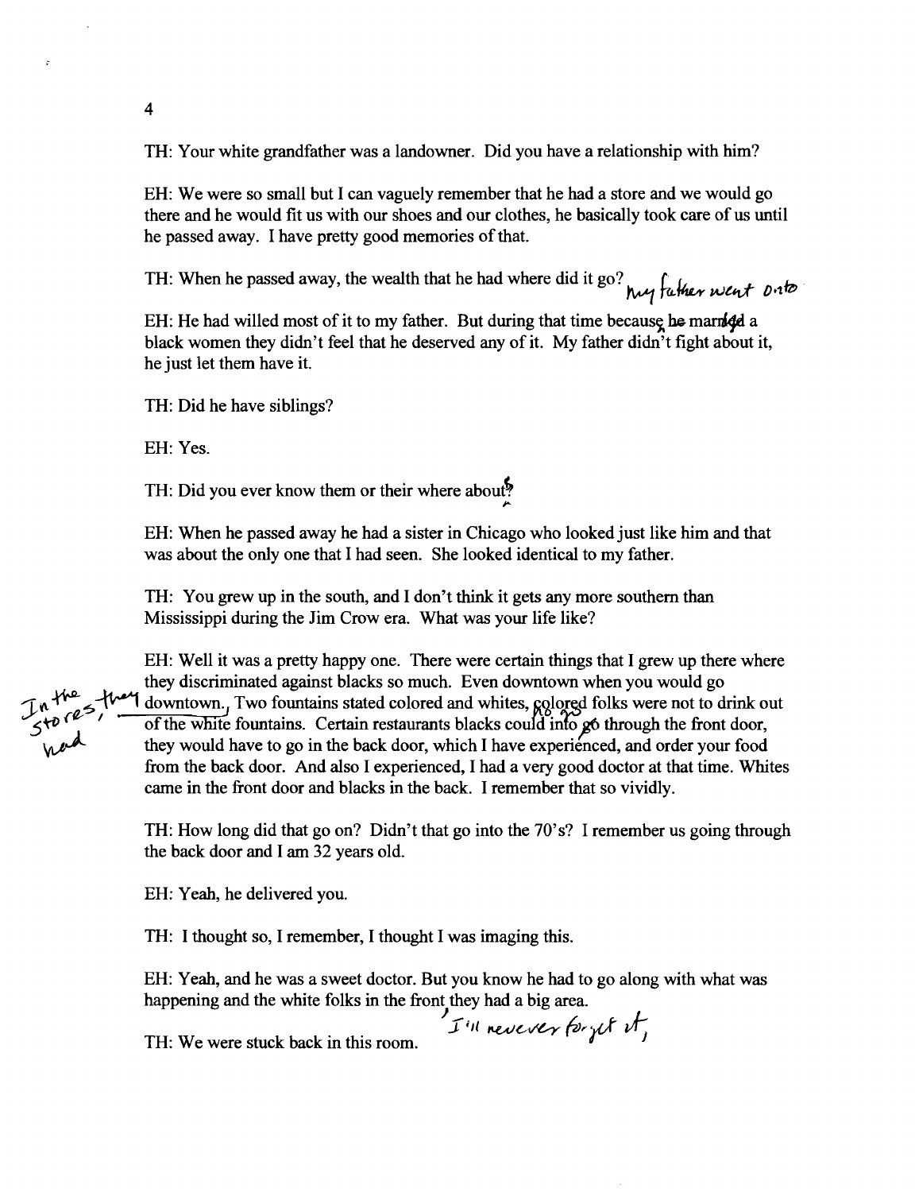TH: Your white grandfather was a landowner. Did you have a relationship with him?

EH: We were so small but I can vaguely remember that he had a store and we would go there and he would fit us with our shoes and our clothes, he basically took care of us until he passed away. I have pretty good memories of that.

TH: When he passed away, the wealth that he had where did it go? my father went onto

EH: He had willed most of it to my father. But during that time because he married a black women they didn't feel that he deserved any of it. My father didn't fight about it, he just let them have it.

TH: Did he have siblings?

EH: Yes.

TH: Did you ever know them or their whereabouts?

EH: When he passed away he had a sister in Chicago who looked just like him and that was about the only one that I had seen. She looked identical to my father.

TH: You grew up in the south, and I don't think it gets any more southern than Mississippi during the Jim Crow era. What was your life like?

EH: Well it was a pretty happy one. There were certain things that I grew up there where they discriminated against blacks so much. Even downtown when you would go downtown. In the stores, they had Two fountains stated colored and whites, no colored folks were not to drink out of the white fountains. Certain restaurants blacks could not go through the front door, they would have to go in the back door, which I have experienced, and order your food from the back door. And also I experienced, I had a very good doctor at that time. Whites came in the front door and blacks in the back. I remember that so vividly.

TH: How long did that go on? Didn't that go into the 70's? I remember us going through the back door and I am 32 years old.

EH: Yeah, he delivered you.

TH: I thought so, I remember, I thought I was imaging this.

EH: Yeah, and he was a sweet doctor. But you know he had to go along with what was happening and the white folks in the front, they had a big area. I'll never forget it,

TH: We were stuck back in this room.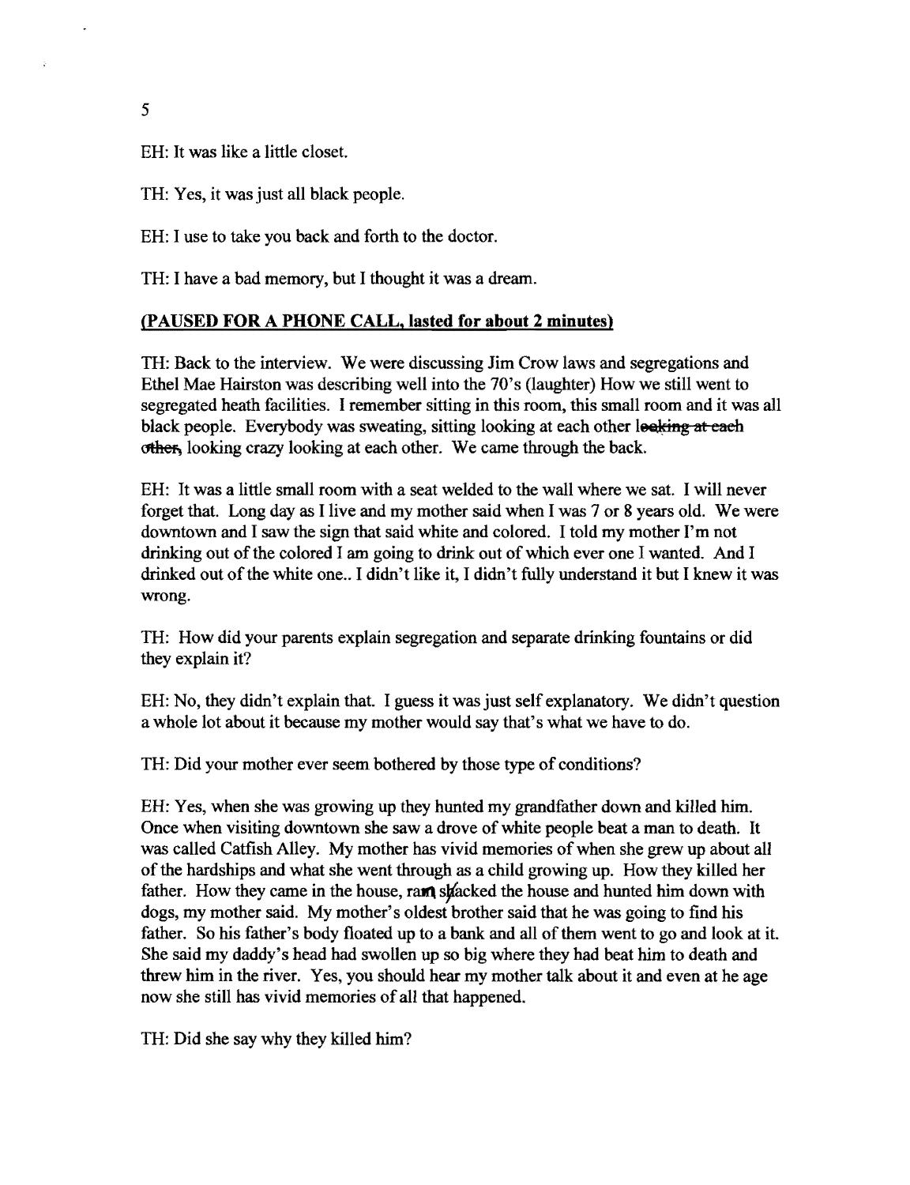EH: It was like a little closet.

TH: Yes, it was just all black people.

EH: I use to take you back and forth to the doctor.

TH: I have a bad memory, but I thought it was a dream.

**(PAUSED FOR A PHONE CALL, lasted for about 2 minutes)**

TH: Back to the interview. We were discussing Jim Crow laws and segregations and Ethel Mae Hairston was describing well into the 70's (laughter) How we still went to segregated heath facilities. I remember sitting in this room, this small room and it was all black people. Everybody was sweating, sitting looking at each other ~~looking at each other~~, looking crazy looking at each other. We came through the back.

EH: It was a little small room with a seat welded to the wall where we sat. I will never forget that. Long day as I live and my mother said when I was 7 or 8 years old. We were downtown and I saw the sign that said white and colored. I told my mother I'm not drinking out of the colored I am going to drink out of which ever one I wanted. And I drinked out of the white one.. I didn't like it, I didn't fully understand it but I knew it was wrong.

TH: How did your parents explain segregation and separate drinking fountains or did they explain it?

EH: No, they didn't explain that. I guess it was just self explanatory. We didn't question a whole lot about it because my mother would say that's what we have to do.

TH: Did your mother ever seem bothered by those type of conditions?

EH: Yes, when she was growing up they hunted my grandfather down and killed him. Once when visiting downtown she saw a drove of white people beat a man to death. It was called Catfish Alley. My mother has vivid memories of when she grew up about all of the hardships and what she went through as a child growing up. How they killed her father. How they came in the house, ram shacked the house and hunted him down with dogs, my mother said. My mother's oldest brother said that he was going to find his father. So his father's body floated up to a bank and all of them went to go and look at it. She said my daddy's head had swollen up so big where they had beat him to death and threw him in the river. Yes, you should hear my mother talk about it and even at he age now she still has vivid memories of all that happened.

TH: Did she say why they killed him?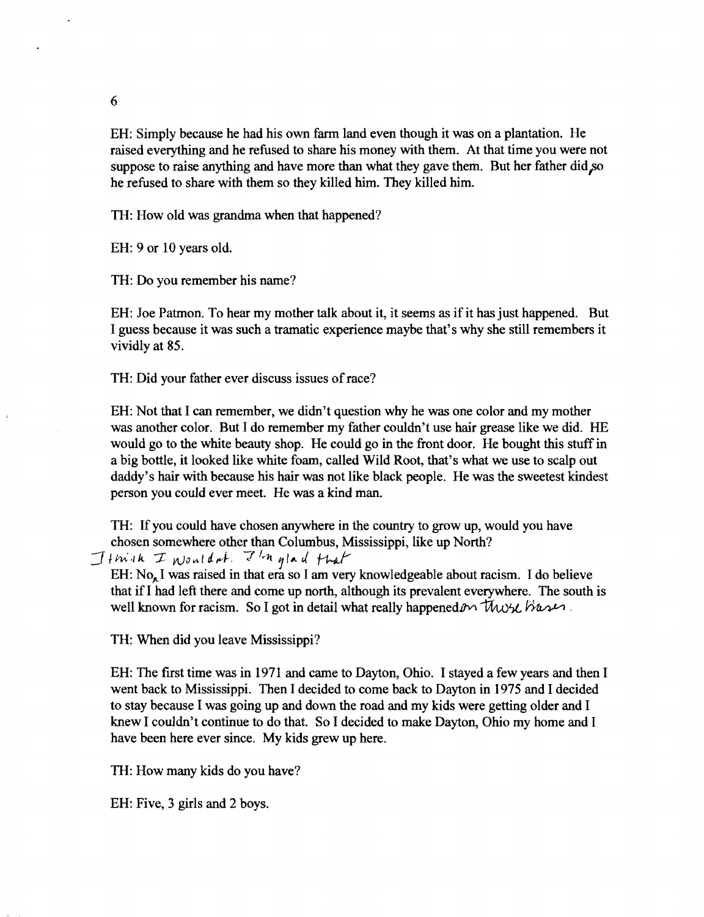EH: Simply because he had his own farm land even though it was on a plantation. He raised everything and he refused to share his money with them. At that time you were not suppose to raise anything and have more than what they gave them. But her father did, so he refused to share with them so they killed him. They killed him.

TH: How old was grandma when that happened?

EH: 9 or 10 years old.

TH: Do you remember his name?

EH: Joe Patmon. To hear my mother talk about it, it seems as if it has just happened. But I guess because it was such a tramatic experience maybe that's why she still remembers it vividly at 85.

TH: Did your father ever discuss issues of race?

EH: Not that I can remember, we didn't question why he was one color and my mother was another color. But I do remember my father couldn't use hair grease like we did. HE would go to the white beauty shop. He could go in the front door. He bought this stuff in a big bottle, it looked like white foam, called Wild Root, that's what we use to scalp out daddy's hair with because his hair was not like black people. He was the sweetest kindest person you could ever meet. He was a kind man.

TH: If you could have chosen anywhere in the country to grow up, would you have chosen somewhere other than Columbus, Mississippi, like up North?

EH: No, I think I wouldn't. I'm glad that I was raised in that era so I am very knowledgeable about racism. I do believe that if I had left there and come up north, although its prevalent everywhere. The south is well known for racism. So I got in detail what really happened on those bases.

TH: When did you leave Mississippi?

EH: The first time was in 1971 and came to Dayton, Ohio. I stayed a few years and then I went back to Mississippi. Then I decided to come back to Dayton in 1975 and I decided to stay because I was going up and down the road and my kids were getting older and I knew I couldn't continue to do that. So I decided to make Dayton, Ohio my home and I have been here ever since. My kids grew up here.

TH: How many kids do you have?

EH: Five, 3 girls and 2 boys.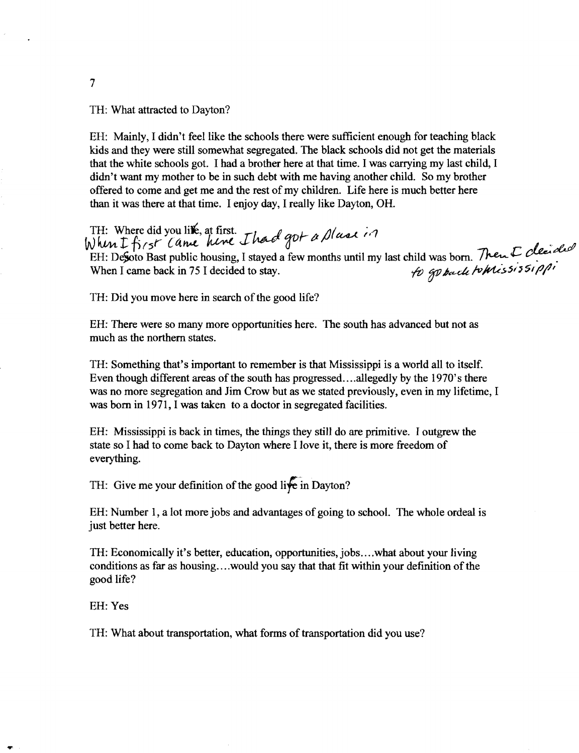TH: What attracted to Dayton?

EH: Mainly, I didn't feel like the schools there were sufficient enough for teaching black kids and they were still somewhat segregated. The black schools did not get the materials that the white schools got. I had a brother here at that time. I was carrying my last child, I didn't want my mother to be in such debt with me having another child. So my brother offered to come and get me and the rest of my children. Life here is much better here than it was there at that time. I enjoy day, I really like Dayton, OH.

TH: Where did you live, at first.

EH: When I first came here I had got a place in DeSoto Bast public housing, I stayed a few months until my last child was born. Then I decided to go back to Mississippi. When I came back in 75 I decided to stay.

TH: Did you move here in search of the good life?

EH: There were so many more opportunities here. The south has advanced but not as much as the northern states.

TH: Something that's important to remember is that Mississippi is a world all to itself. Even though different areas of the south has progressed....allegedly by the 1970's there was no more segregation and Jim Crow but as we stated previously, even in my lifetime, I was born in 1971, I was taken to a doctor in segregated facilities.

EH: Mississippi is back in times, the things they still do are primitive. I outgrew the state so I had to come back to Dayton where I love it, there is more freedom of everything.

TH: Give me your definition of the good life in Dayton?

EH: Number 1, a lot more jobs and advantages of going to school. The whole ordeal is just better here.

TH: Economically it's better, education, opportunities, jobs....what about your living conditions as far as housing....would you say that that fit within your definition of the good life?

EH: Yes

TH: What about transportation, what forms of transportation did you use?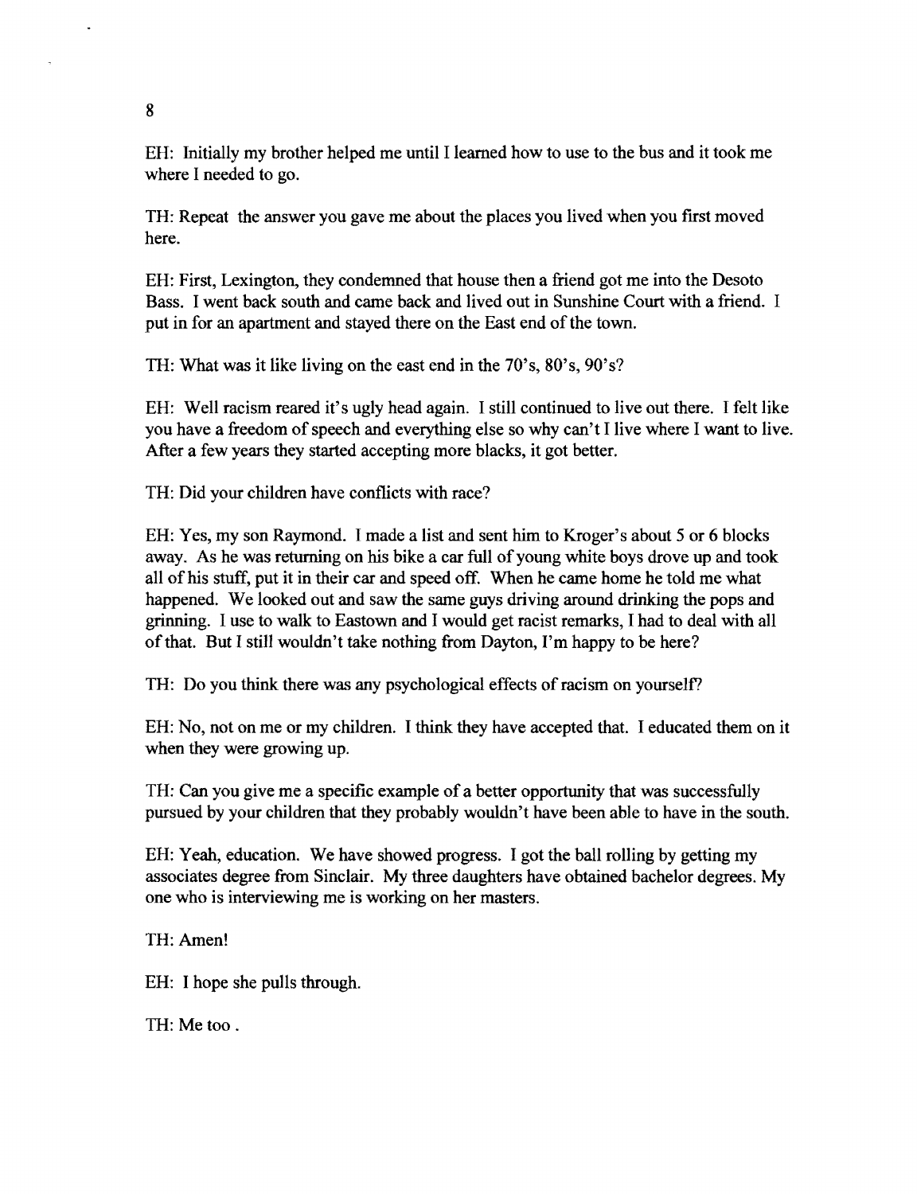EH: Initially my brother helped me until I learned how to use to the bus and it took me where I needed to go.

TH: Repeat the answer you gave me about the places you lived when you first moved here.

EH: First, Lexington, they condemned that house then a friend got me into the Desoto Bass. I went back south and came back and lived out in Sunshine Court with a friend. I put in for an apartment and stayed there on the East end of the town.

TH: What was it like living on the east end in the 70's, 80's, 90's?

EH: Well racism reared it's ugly head again. I still continued to live out there. I felt like you have a freedom of speech and everything else so why can't I live where I want to live. After a few years they started accepting more blacks, it got better.

TH: Did your children have conflicts with race?

EH: Yes, my son Raymond. I made a list and sent him to Kroger's about 5 or 6 blocks away. As he was returning on his bike a car full of young white boys drove up and took all of his stuff, put it in their car and speed off. When he came home he told me what happened. We looked out and saw the same guys driving around drinking the pops and grinning. I use to walk to Eastown and I would get racist remarks, I had to deal with all of that. But I still wouldn't take nothing from Dayton, I'm happy to be here?

TH: Do you think there was any psychological effects of racism on yourself?

EH: No, not on me or my children. I think they have accepted that. I educated them on it when they were growing up.

TH: Can you give me a specific example of a better opportunity that was successfully pursued by your children that they probably wouldn't have been able to have in the south.

EH: Yeah, education. We have showed progress. I got the ball rolling by getting my associates degree from Sinclair. My three daughters have obtained bachelor degrees. My one who is interviewing me is working on her masters.

TH: Amen!

EH: I hope she pulls through.

TH: Me too .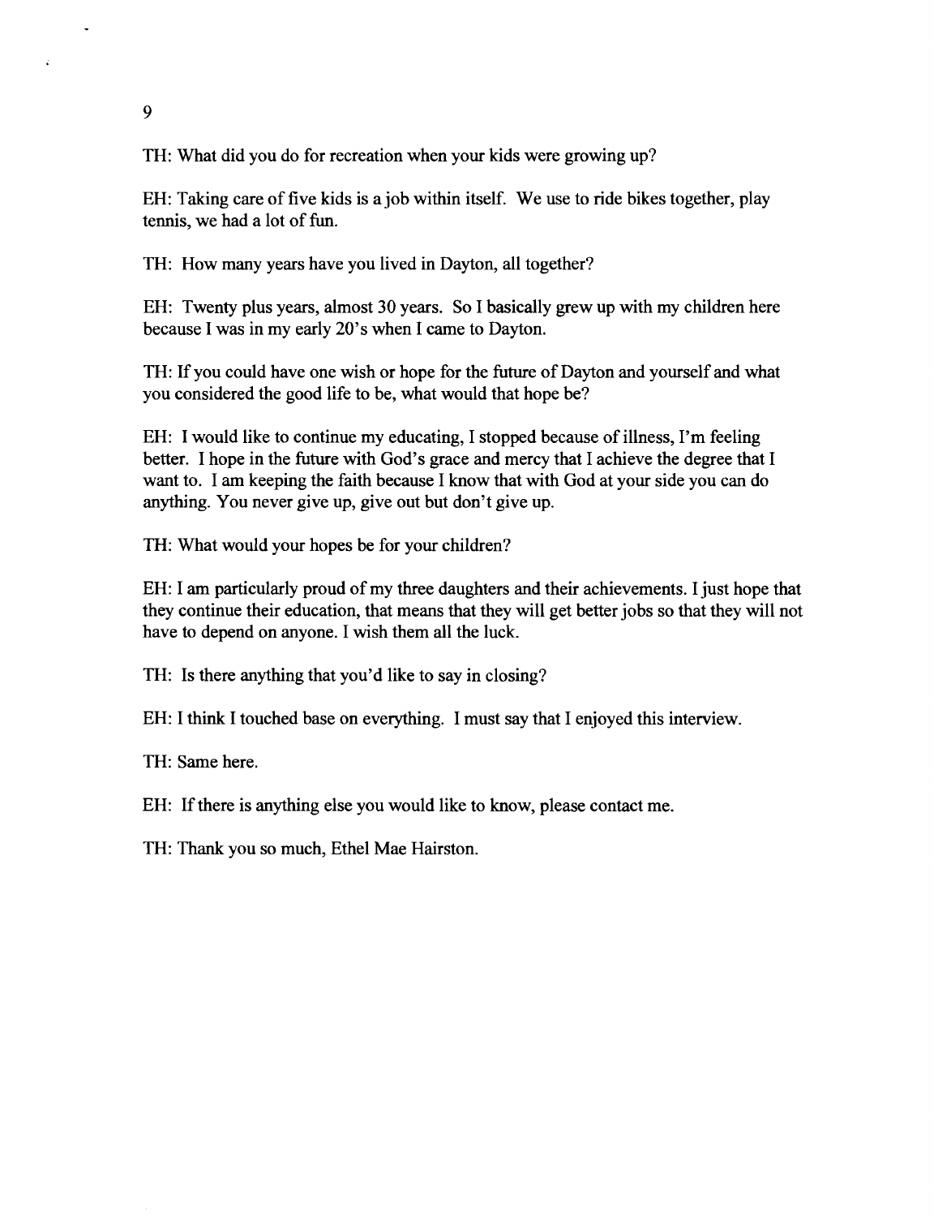TH: What did you do for recreation when your kids were growing up?

EH: Taking care of five kids is a job within itself. We use to ride bikes together, play tennis, we had a lot of fun.

TH: How many years have you lived in Dayton, all together?

EH: Twenty plus years, almost 30 years. So I basically grew up with my children here because I was in my early 20's when I came to Dayton.

TH: If you could have one wish or hope for the future of Dayton and yourself and what you considered the good life to be, what would that hope be?

EH: I would like to continue my educating, I stopped because of illness, I'm feeling better. I hope in the future with God's grace and mercy that I achieve the degree that I want to. I am keeping the faith because I know that with God at your side you can do anything. You never give up, give out but don't give up.

TH: What would your hopes be for your children?

EH: I am particularly proud of my three daughters and their achievements. I just hope that they continue their education, that means that they will get better jobs so that they will not have to depend on anyone. I wish them all the luck.

TH: Is there anything that you'd like to say in closing?

EH: I think I touched base on everything. I must say that I enjoyed this interview.

TH: Same here.

EH: If there is anything else you would like to know, please contact me.

TH: Thank you so much, Ethel Mae Hairston.